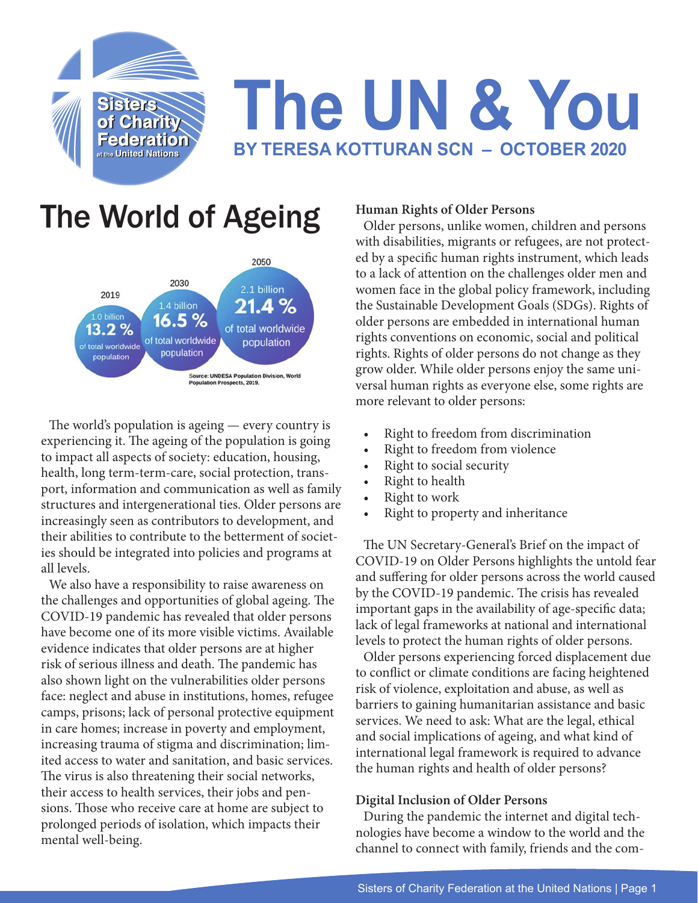# The UN & You

**BY TERESA KOTTURAN SCN – OCTOBER 2020**

## The World of Ageing

2019: 1.0 billion — 13.2 % of total worldwide population

2030: 1.4 billion — 16.5 % of total worldwide population

2050: 2.1 billion — 21.4 % of total worldwide population

Source: UNDESA Population Division, World Population Prospects, 2019.

The world's population is ageing — every country is experiencing it. The ageing of the population is going to impact all aspects of society: education, housing, health, long term-term-care, social protection, transport, information and communication as well as family structures and intergenerational ties. Older persons are increasingly seen as contributors to development, and their abilities to contribute to the betterment of societies should be integrated into policies and programs at all levels.

We also have a responsibility to raise awareness on the challenges and opportunities of global ageing. The COVID-19 pandemic has revealed that older persons have become one of its more visible victims. Available evidence indicates that older persons are at higher risk of serious illness and death. The pandemic has also shown light on the vulnerabilities older persons face: neglect and abuse in institutions, homes, refugee camps, prisons; lack of personal protective equipment in care homes; increase in poverty and employment, increasing trauma of stigma and discrimination; limited access to water and sanitation, and basic services. The virus is also threatening their social networks, their access to health services, their jobs and pensions. Those who receive care at home are subject to prolonged periods of isolation, which impacts their mental well-being.

**Human Rights of Older Persons**

Older persons, unlike women, children and persons with disabilities, migrants or refugees, are not protected by a specific human rights instrument, which leads to a lack of attention on the challenges older men and women face in the global policy framework, including the Sustainable Development Goals (SDGs). Rights of older persons are embedded in international human rights conventions on economic, social and political rights. Rights of older persons do not change as they grow older. While older persons enjoy the same universal human rights as everyone else, some rights are more relevant to older persons:

- Right to freedom from discrimination
- Right to freedom from violence
- Right to social security
- Right to health
- Right to work
- Right to property and inheritance

The UN Secretary-General's Brief on the impact of COVID-19 on Older Persons highlights the untold fear and suffering for older persons across the world caused by the COVID-19 pandemic. The crisis has revealed important gaps in the availability of age-specific data; lack of legal frameworks at national and international levels to protect the human rights of older persons.

Older persons experiencing forced displacement due to conflict or climate conditions are facing heightened risk of violence, exploitation and abuse, as well as barriers to gaining humanitarian assistance and basic services. We need to ask: What are the legal, ethical and social implications of ageing, and what kind of international legal framework is required to advance the human rights and health of older persons?

**Digital Inclusion of Older Persons**

During the pandemic the internet and digital technologies have become a window to the world and the channel to connect with family, friends and the com-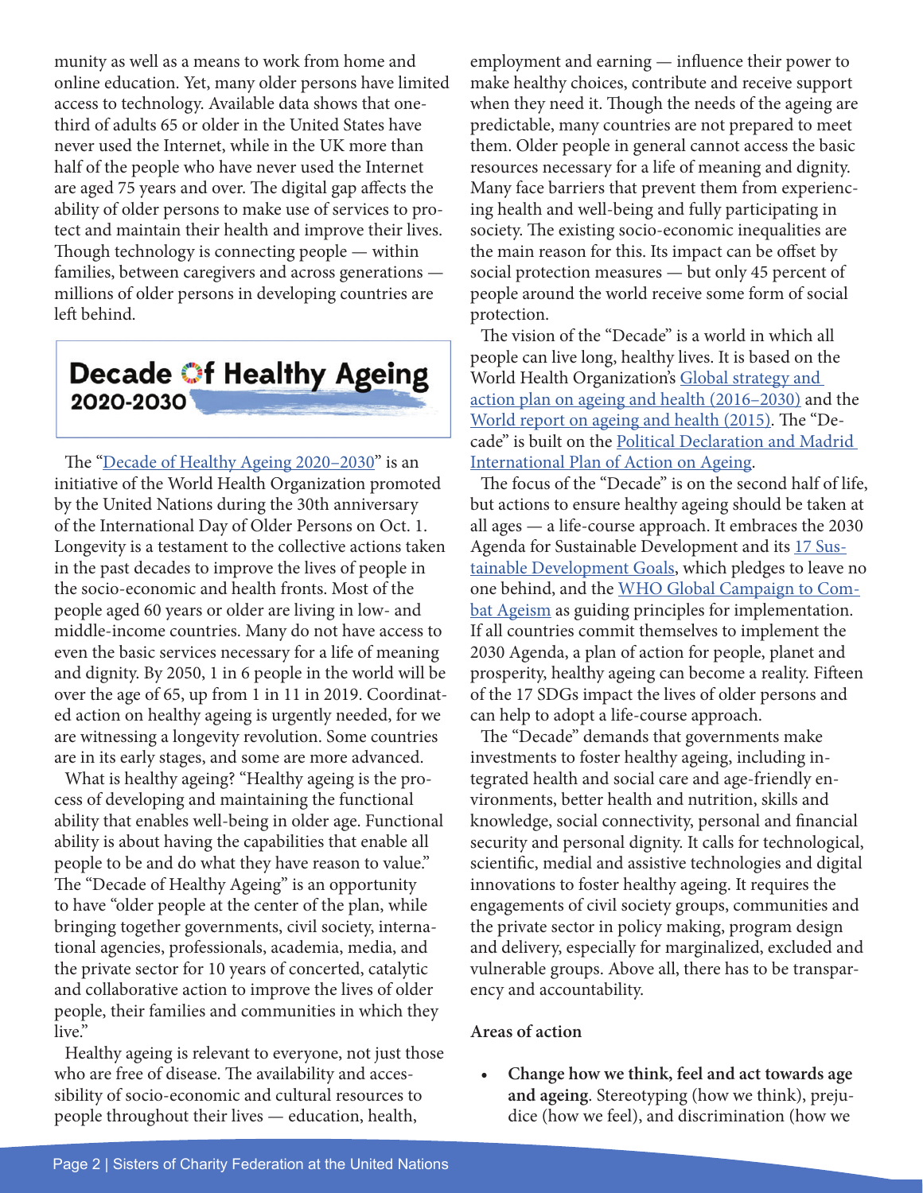munity as well as a means to work from home and online education. Yet, many older persons have limited access to technology. Available data shows that one-third of adults 65 or older in the United States have never used the Internet, while in the UK more than half of the people who have never used the Internet are aged 75 years and over. The digital gap affects the ability of older persons to make use of services to protect and maintain their health and improve their lives. Though technology is connecting people — within families, between caregivers and across generations — millions of older persons in developing countries are left behind.

**Decade of Healthy Ageing 2020-2030**

The "Decade of Healthy Ageing 2020–2030" is an initiative of the World Health Organization promoted by the United Nations during the 30th anniversary of the International Day of Older Persons on Oct. 1. Longevity is a testament to the collective actions taken in the past decades to improve the lives of people in the socio-economic and health fronts. Most of the people aged 60 years or older are living in low- and middle-income countries. Many do not have access to even the basic services necessary for a life of meaning and dignity. By 2050, 1 in 6 people in the world will be over the age of 65, up from 1 in 11 in 2019. Coordinated action on healthy ageing is urgently needed, for we are witnessing a longevity revolution. Some countries are in its early stages, and some are more advanced.

What is healthy ageing? "Healthy ageing is the process of developing and maintaining the functional ability that enables well-being in older age. Functional ability is about having the capabilities that enable all people to be and do what they have reason to value." The "Decade of Healthy Ageing" is an opportunity to have "older people at the center of the plan, while bringing together governments, civil society, international agencies, professionals, academia, media, and the private sector for 10 years of concerted, catalytic and collaborative action to improve the lives of older people, their families and communities in which they live."

Healthy ageing is relevant to everyone, not just those who are free of disease. The availability and accessibility of socio-economic and cultural resources to people throughout their lives — education, health, employment and earning — influence their power to make healthy choices, contribute and receive support when they need it. Though the needs of the ageing are predictable, many countries are not prepared to meet them. Older people in general cannot access the basic resources necessary for a life of meaning and dignity. Many face barriers that prevent them from experiencing health and well-being and fully participating in society. The existing socio-economic inequalities are the main reason for this. Its impact can be offset by social protection measures — but only 45 percent of people around the world receive some form of social protection.

The vision of the "Decade" is a world in which all people can live long, healthy lives. It is based on the World Health Organization's Global strategy and action plan on ageing and health (2016–2030) and the World report on ageing and health (2015). The "Decade" is built on the Political Declaration and Madrid International Plan of Action on Ageing.

The focus of the "Decade" is on the second half of life, but actions to ensure healthy ageing should be taken at all ages — a life-course approach. It embraces the 2030 Agenda for Sustainable Development and its 17 Sustainable Development Goals, which pledges to leave no one behind, and the WHO Global Campaign to Combat Ageism as guiding principles for implementation. If all countries commit themselves to implement the 2030 Agenda, a plan of action for people, planet and prosperity, healthy ageing can become a reality. Fifteen of the 17 SDGs impact the lives of older persons and can help to adopt a life-course approach.

The "Decade" demands that governments make investments to foster healthy ageing, including integrated health and social care and age-friendly environments, better health and nutrition, skills and knowledge, social connectivity, personal and financial security and personal dignity. It calls for technological, scientific, medial and assistive technologies and digital innovations to foster healthy ageing. It requires the engagements of civil society groups, communities and the private sector in policy making, program design and delivery, especially for marginalized, excluded and vulnerable groups. Above all, there has to be transparency and accountability.

**Areas of action**

- **Change how we think, feel and act towards age and ageing**. Stereotyping (how we think), prejudice (how we feel), and discrimination (how we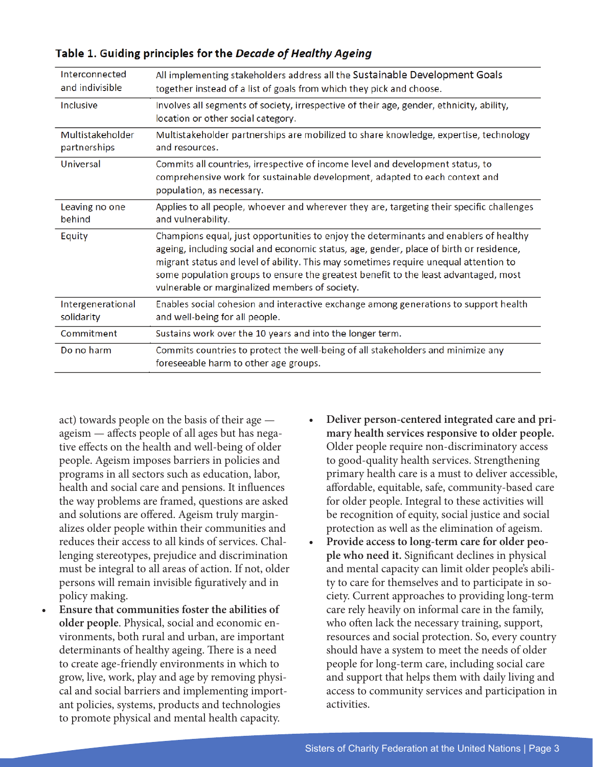**Table 1. Guiding principles for the *Decade of Healthy Ageing***

| | |
|---|---|
| Interconnected and indivisible | All implementing stakeholders address all the Sustainable Development Goals together instead of a list of goals from which they pick and choose. |
| Inclusive | Involves all segments of society, irrespective of their age, gender, ethnicity, ability, location or other social category. |
| Multistakeholder partnerships | Multistakeholder partnerships are mobilized to share knowledge, expertise, technology and resources. |
| Universal | Commits all countries, irrespective of income level and development status, to comprehensive work for sustainable development, adapted to each context and population, as necessary. |
| Leaving no one behind | Applies to all people, whoever and wherever they are, targeting their specific challenges and vulnerability. |
| Equity | Champions equal, just opportunities to enjoy the determinants and enablers of healthy ageing, including social and economic status, age, gender, place of birth or residence, migrant status and level of ability. This may sometimes require unequal attention to some population groups to ensure the greatest benefit to the least advantaged, most vulnerable or marginalized members of society. |
| Intergenerational solidarity | Enables social cohesion and interactive exchange among generations to support health and well-being for all people. |
| Commitment | Sustains work over the 10 years and into the longer term. |
| Do no harm | Commits countries to protect the well-being of all stakeholders and minimize any foreseeable harm to other age groups. |

act) towards people on the basis of their age — ageism — affects people of all ages but has negative effects on the health and well-being of older people. Ageism imposes barriers in policies and programs in all sectors such as education, labor, health and social care and pensions. It influences the way problems are framed, questions are asked and solutions are offered. Ageism truly marginalizes older people within their communities and reduces their access to all kinds of services. Challenging stereotypes, prejudice and discrimination must be integral to all areas of action. If not, older persons will remain invisible figuratively and in policy making.

- **Ensure that communities foster the abilities of older people**. Physical, social and economic environments, both rural and urban, are important determinants of healthy ageing. There is a need to create age-friendly environments in which to grow, live, work, play and age by removing physical and social barriers and implementing important policies, systems, products and technologies to promote physical and mental health capacity.
- **Deliver person-centered integrated care and primary health services responsive to older people.** Older people require non-discriminatory access to good-quality health services. Strengthening primary health care is a must to deliver accessible, affordable, equitable, safe, community-based care for older people. Integral to these activities will be recognition of equity, social justice and social protection as well as the elimination of ageism.
- **Provide access to long-term care for older people who need it.** Significant declines in physical and mental capacity can limit older people's ability to care for themselves and to participate in society. Current approaches to providing long-term care rely heavily on informal care in the family, who often lack the necessary training, support, resources and social protection. So, every country should have a system to meet the needs of older people for long-term care, including social care and support that helps them with daily living and access to community services and participation in activities.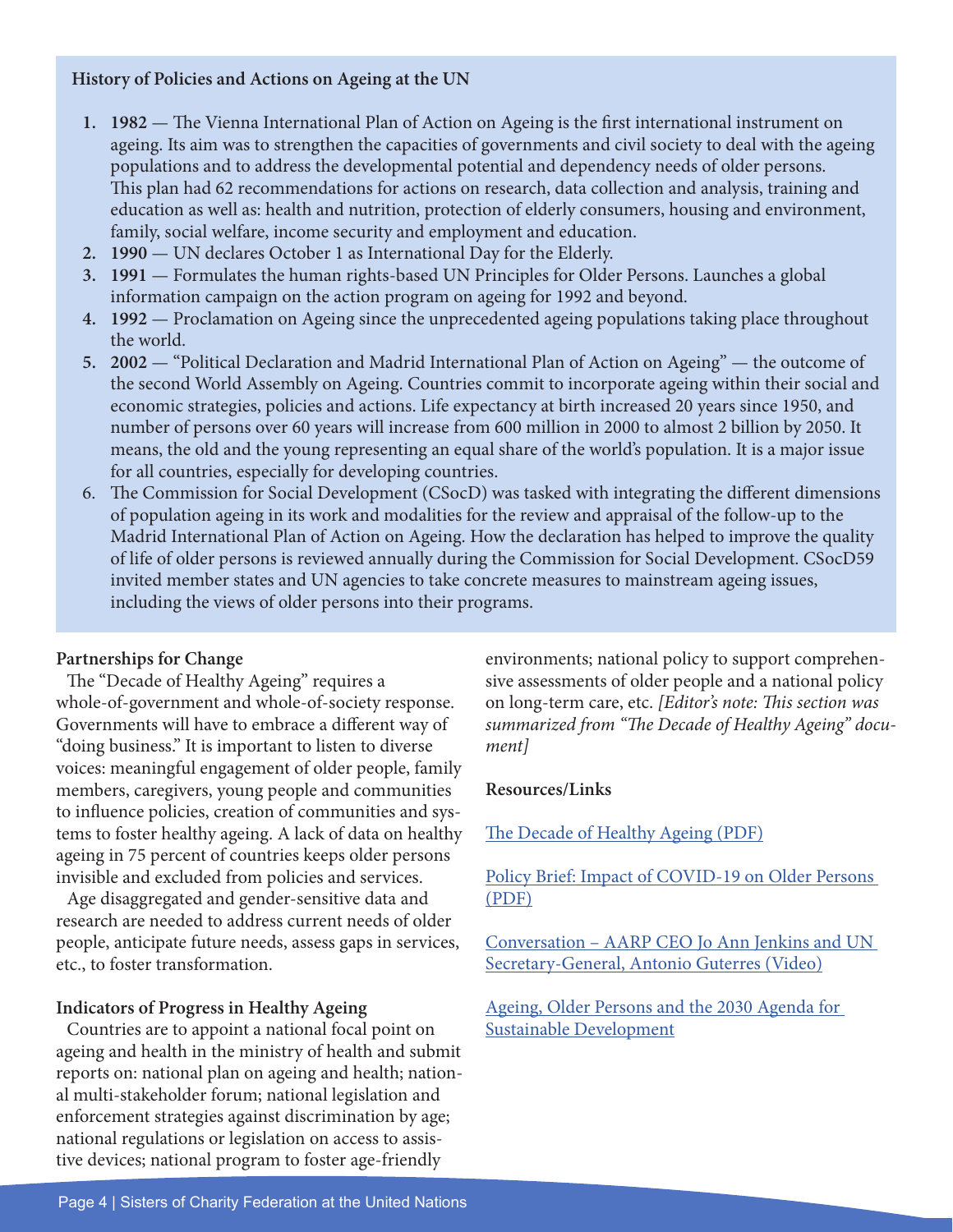**History of Policies and Actions on Ageing at the UN**

1. **1982** — The Vienna International Plan of Action on Ageing is the first international instrument on ageing. Its aim was to strengthen the capacities of governments and civil society to deal with the ageing populations and to address the developmental potential and dependency needs of older persons. This plan had 62 recommendations for actions on research, data collection and analysis, training and education as well as: health and nutrition, protection of elderly consumers, housing and environment, family, social welfare, income security and employment and education.
2. **1990** — UN declares October 1 as International Day for the Elderly.
3. **1991** — Formulates the human rights-based UN Principles for Older Persons. Launches a global information campaign on the action program on ageing for 1992 and beyond.
4. **1992** — Proclamation on Ageing since the unprecedented ageing populations taking place throughout the world.
5. **2002** — "Political Declaration and Madrid International Plan of Action on Ageing" — the outcome of the second World Assembly on Ageing. Countries commit to incorporate ageing within their social and economic strategies, policies and actions. Life expectancy at birth increased 20 years since 1950, and number of persons over 60 years will increase from 600 million in 2000 to almost 2 billion by 2050. It means, the old and the young representing an equal share of the world's population. It is a major issue for all countries, especially for developing countries.
6. The Commission for Social Development (CSocD) was tasked with integrating the different dimensions of population ageing in its work and modalities for the review and appraisal of the follow-up to the Madrid International Plan of Action on Ageing. How the declaration has helped to improve the quality of life of older persons is reviewed annually during the Commission for Social Development. CSocD59 invited member states and UN agencies to take concrete measures to mainstream ageing issues, including the views of older persons into their programs.

**Partnerships for Change**

The "Decade of Healthy Ageing" requires a whole-of-government and whole-of-society response. Governments will have to embrace a different way of "doing business." It is important to listen to diverse voices: meaningful engagement of older people, family members, caregivers, young people and communities to influence policies, creation of communities and systems to foster healthy ageing. A lack of data on healthy ageing in 75 percent of countries keeps older persons invisible and excluded from policies and services.

Age disaggregated and gender-sensitive data and research are needed to address current needs of older people, anticipate future needs, assess gaps in services, etc., to foster transformation.

**Indicators of Progress in Healthy Ageing**

Countries are to appoint a national focal point on ageing and health in the ministry of health and submit reports on: national plan on ageing and health; national multi-stakeholder forum; national legislation and enforcement strategies against discrimination by age; national regulations or legislation on access to assistive devices; national program to foster age-friendly environments; national policy to support comprehensive assessments of older people and a national policy on long-term care, etc. *[Editor's note: This section was summarized from "The Decade of Healthy Ageing" document]*

**Resources/Links**

The Decade of Healthy Ageing (PDF)

Policy Brief: Impact of COVID-19 on Older Persons (PDF)

Conversation – AARP CEO Jo Ann Jenkins and UN Secretary-General, Antonio Guterres (Video)

Ageing, Older Persons and the 2030 Agenda for Sustainable Development